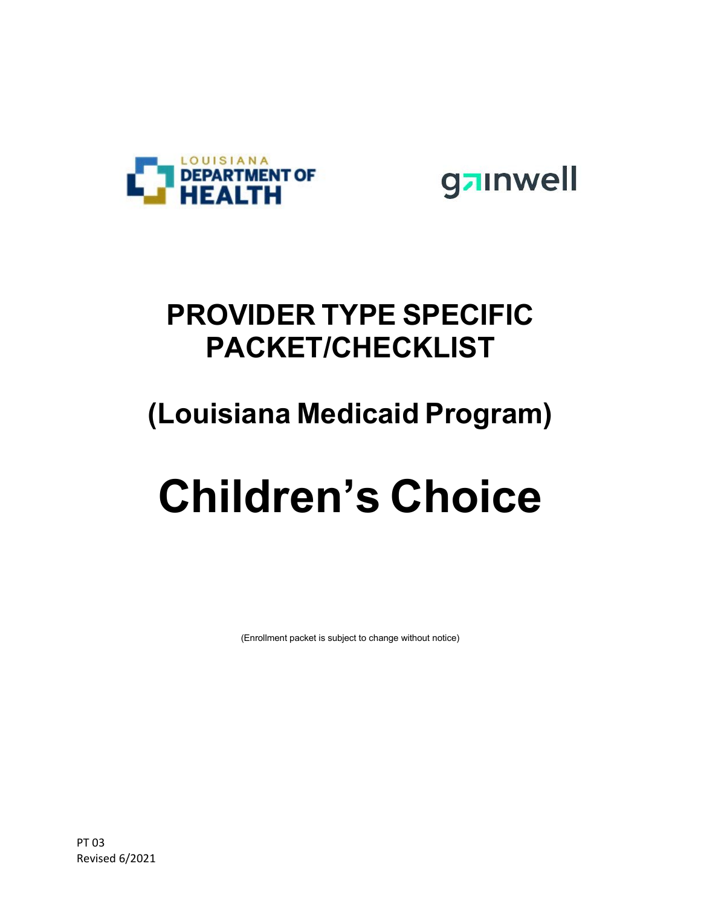LOUISIANA DEPARTMENT OF HEALTH

gainwell

# PROVIDER TYPE SPECIFIC PACKET/CHECKLIST

## (Louisiana Medicaid Program)

# Children’s Choice

(Enrollment packet is subject to change without notice)

PT 03
Revised 6/2021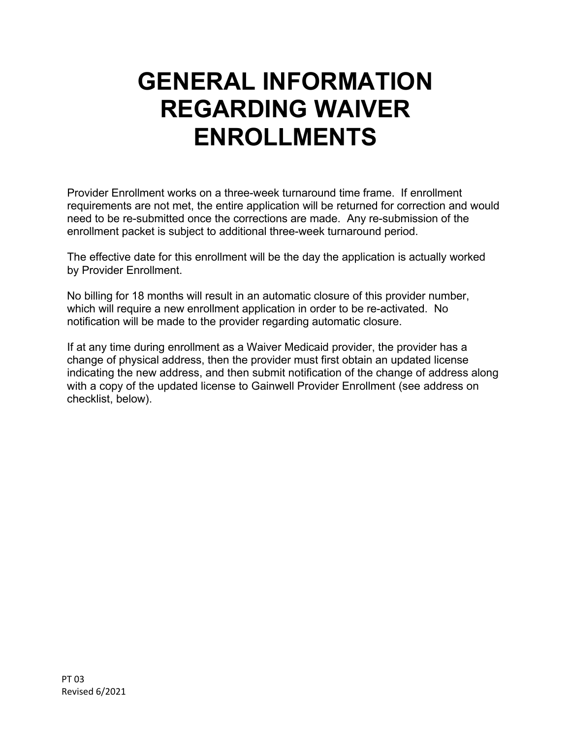# GENERAL INFORMATION REGARDING WAIVER ENROLLMENTS

Provider Enrollment works on a three-week turnaround time frame. If enrollment requirements are not met, the entire application will be returned for correction and would need to be re-submitted once the corrections are made. Any re-submission of the enrollment packet is subject to additional three-week turnaround period.

The effective date for this enrollment will be the day the application is actually worked by Provider Enrollment.

No billing for 18 months will result in an automatic closure of this provider number, which will require a new enrollment application in order to be re-activated. No notification will be made to the provider regarding automatic closure.

If at any time during enrollment as a Waiver Medicaid provider, the provider has a change of physical address, then the provider must first obtain an updated license indicating the new address, and then submit notification of the change of address along with a copy of the updated license to Gainwell Provider Enrollment (see address on checklist, below).

PT 03
Revised 6/2021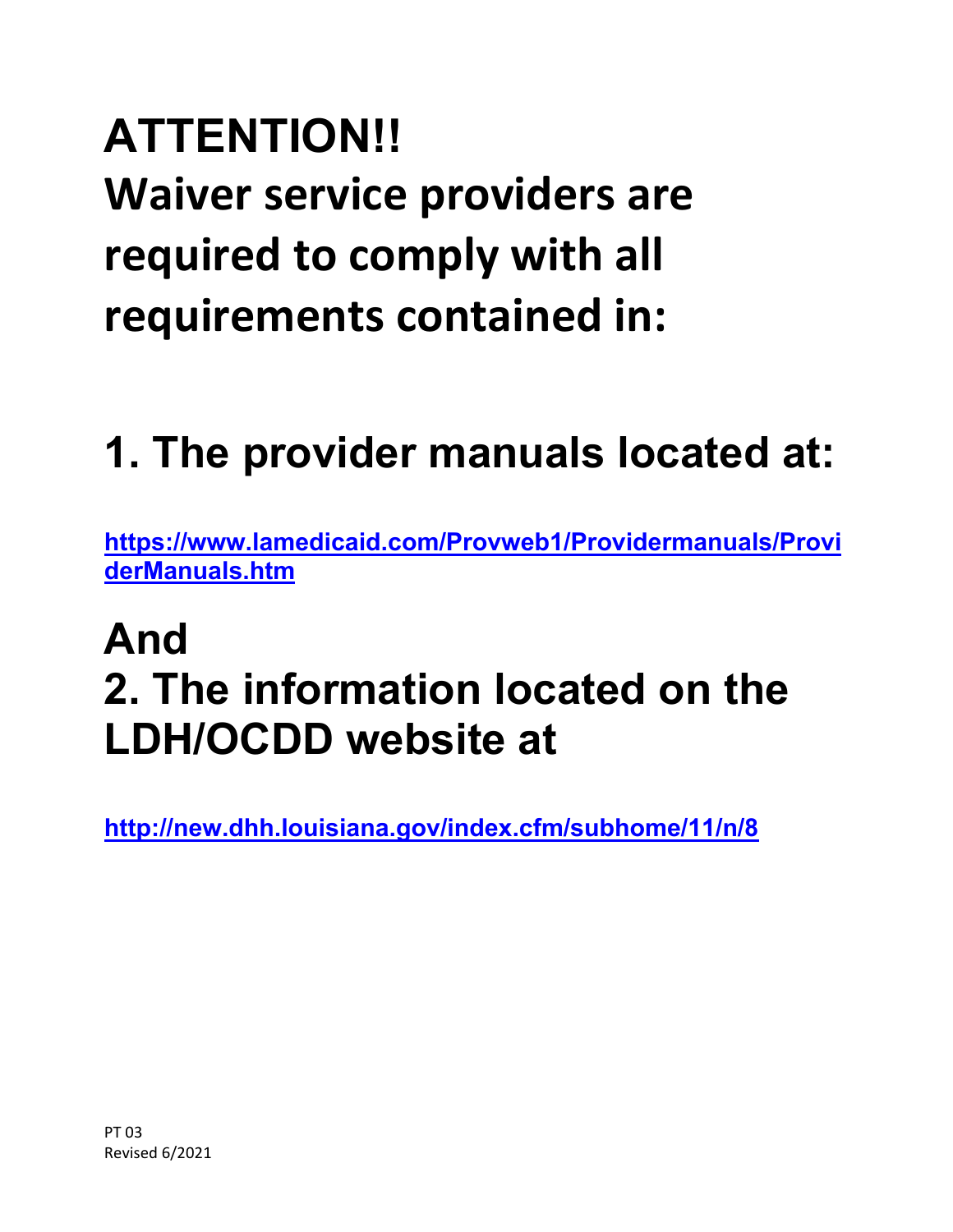# ATTENTION!!

# Waiver service providers are required to comply with all requirements contained in:

## 1. The provider manuals located at:

**https://www.lamedicaid.com/Provweb1/Providermanuals/ProviderManuals.htm**

## And

## 2. The information located on the LDH/OCDD website at

**http://new.dhh.louisiana.gov/index.cfm/subhome/11/n/8**

PT 03
Revised 6/2021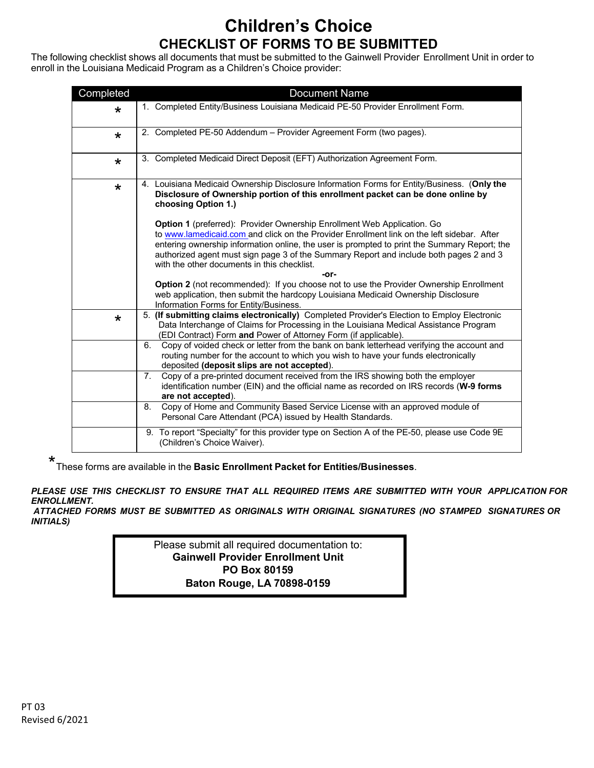# Children's Choice

## CHECKLIST OF FORMS TO BE SUBMITTED

The following checklist shows all documents that must be submitted to the Gainwell Provider Enrollment Unit in order to enroll in the Louisiana Medicaid Program as a Children's Choice provider:

| Completed | Document Name |
|---|---|
| * | 1. Completed Entity/Business Louisiana Medicaid PE-50 Provider Enrollment Form. |
| * | 2. Completed PE-50 Addendum – Provider Agreement Form (two pages). |
| * | 3. Completed Medicaid Direct Deposit (EFT) Authorization Agreement Form. |
| * | 4. Louisiana Medicaid Ownership Disclosure Information Forms for Entity/Business. (**Only the Disclosure of Ownership portion of this enrollment packet can be done online by choosing Option 1.**)<br><br>**Option 1** (preferred): Provider Ownership Enrollment Web Application. Go to www.lamedicaid.com and click on the Provider Enrollment link on the left sidebar. After entering ownership information online, the user is prompted to print the Summary Report; the authorized agent must sign page 3 of the Summary Report and include both pages 2 and 3 with the other documents in this checklist.<br>**-or-**<br>**Option 2** (not recommended): If you choose not to use the Provider Ownership Enrollment web application, then submit the hardcopy Louisiana Medicaid Ownership Disclosure Information Forms for Entity/Business. |
| * | 5. **(If submitting claims electronically)** Completed Provider's Election to Employ Electronic Data Interchange of Claims for Processing in the Louisiana Medical Assistance Program (EDI Contract) Form **and** Power of Attorney Form (if applicable). |
| | 6. Copy of voided check or letter from the bank on bank letterhead verifying the account and routing number for the account to which you wish to have your funds electronically deposited **(deposit slips are not accepted)**. |
| | 7. Copy of a pre-printed document received from the IRS showing both the employer identification number (EIN) and the official name as recorded on IRS records (**W-9 forms are not accepted**). |
| | 8. Copy of Home and Community Based Service License with an approved module of Personal Care Attendant (PCA) issued by Health Standards. |
| | 9. To report "Specialty" for this provider type on Section A of the PE-50, please use Code 9E (Children's Choice Waiver). |

*These forms are available in the **Basic Enrollment Packet for Entities/Businesses**.

***PLEASE USE THIS CHECKLIST TO ENSURE THAT ALL REQUIRED ITEMS ARE SUBMITTED WITH YOUR APPLICATION FOR ENROLLMENT.***
***ATTACHED FORMS MUST BE SUBMITTED AS ORIGINALS WITH ORIGINAL SIGNATURES (NO STAMPED SIGNATURES OR INITIALS)***

Please submit all required documentation to:
**Gainwell Provider Enrollment Unit**
**PO Box 80159**
**Baton Rouge, LA 70898-0159**

PT 03
Revised 6/2021